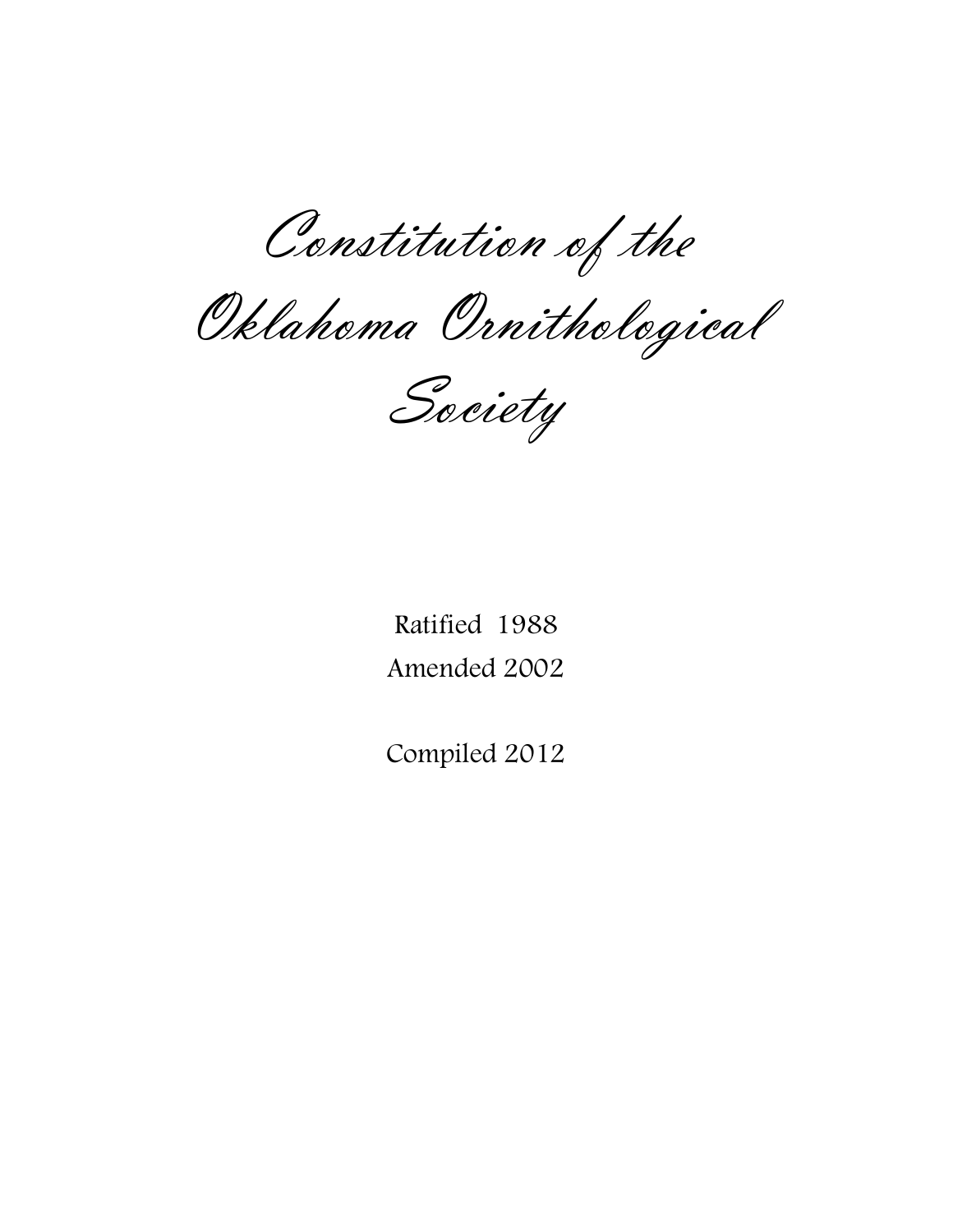# Constitution of the Oklahoma Ornithological Society

Ratified 1988

Amended 2002

Compiled 2012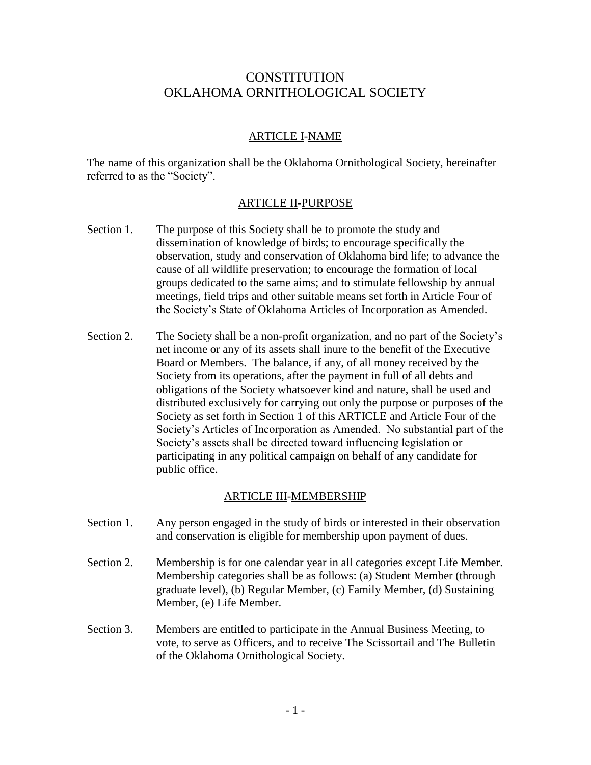# CONSTITUTION
# OKLAHOMA ORNITHOLOGICAL SOCIETY

## ARTICLE I-NAME

The name of this organization shall be the Oklahoma Ornithological Society, hereinafter referred to as the "Society".

## ARTICLE II-PURPOSE

Section 1. The purpose of this Society shall be to promote the study and dissemination of knowledge of birds; to encourage specifically the observation, study and conservation of Oklahoma bird life; to advance the cause of all wildlife preservation; to encourage the formation of local groups dedicated to the same aims; and to stimulate fellowship by annual meetings, field trips and other suitable means set forth in Article Four of the Society's State of Oklahoma Articles of Incorporation as Amended.

Section 2. The Society shall be a non-profit organization, and no part of the Society's net income or any of its assets shall inure to the benefit of the Executive Board or Members. The balance, if any, of all money received by the Society from its operations, after the payment in full of all debts and obligations of the Society whatsoever kind and nature, shall be used and distributed exclusively for carrying out only the purpose or purposes of the Society as set forth in Section 1 of this ARTICLE and Article Four of the Society's Articles of Incorporation as Amended. No substantial part of the Society's assets shall be directed toward influencing legislation or participating in any political campaign on behalf of any candidate for public office.

## ARTICLE III-MEMBERSHIP

Section 1. Any person engaged in the study of birds or interested in their observation and conservation is eligible for membership upon payment of dues.

Section 2. Membership is for one calendar year in all categories except Life Member. Membership categories shall be as follows: (a) Student Member (through graduate level), (b) Regular Member, (c) Family Member, (d) Sustaining Member, (e) Life Member.

Section 3. Members are entitled to participate in the Annual Business Meeting, to vote, to serve as Officers, and to receive The Scissortail and The Bulletin of the Oklahoma Ornithological Society.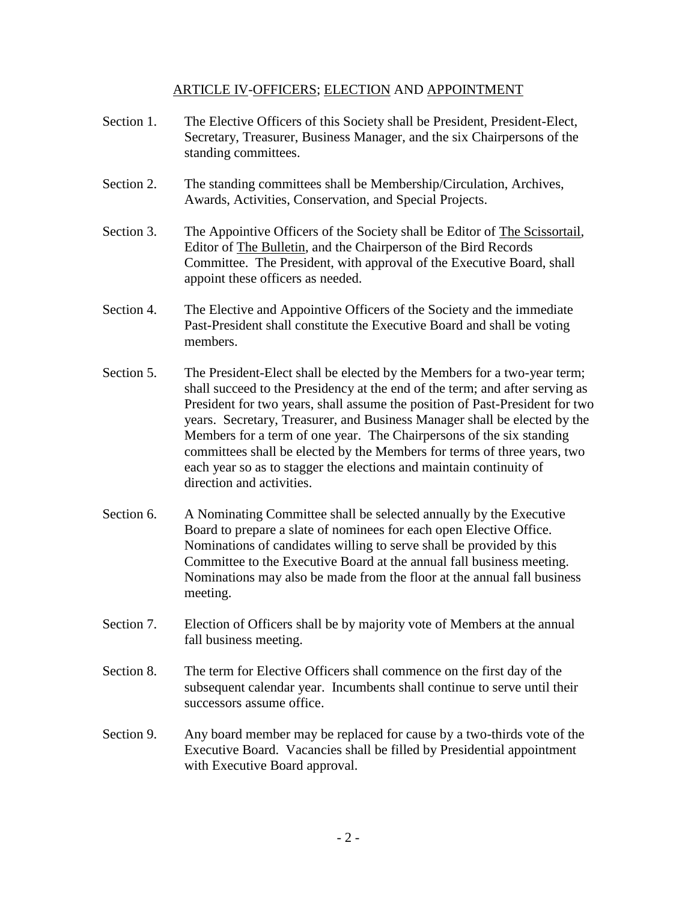## ARTICLE IV-OFFICERS; ELECTION AND APPOINTMENT

Section 1. The Elective Officers of this Society shall be President, President-Elect, Secretary, Treasurer, Business Manager, and the six Chairpersons of the standing committees.

Section 2. The standing committees shall be Membership/Circulation, Archives, Awards, Activities, Conservation, and Special Projects.

Section 3. The Appointive Officers of the Society shall be Editor of The Scissortail, Editor of The Bulletin, and the Chairperson of the Bird Records Committee. The President, with approval of the Executive Board, shall appoint these officers as needed.

Section 4. The Elective and Appointive Officers of the Society and the immediate Past-President shall constitute the Executive Board and shall be voting members.

Section 5. The President-Elect shall be elected by the Members for a two-year term; shall succeed to the Presidency at the end of the term; and after serving as President for two years, shall assume the position of Past-President for two years. Secretary, Treasurer, and Business Manager shall be elected by the Members for a term of one year. The Chairpersons of the six standing committees shall be elected by the Members for terms of three years, two each year so as to stagger the elections and maintain continuity of direction and activities.

Section 6. A Nominating Committee shall be selected annually by the Executive Board to prepare a slate of nominees for each open Elective Office. Nominations of candidates willing to serve shall be provided by this Committee to the Executive Board at the annual fall business meeting. Nominations may also be made from the floor at the annual fall business meeting.

Section 7. Election of Officers shall be by majority vote of Members at the annual fall business meeting.

Section 8. The term for Elective Officers shall commence on the first day of the subsequent calendar year. Incumbents shall continue to serve until their successors assume office.

Section 9. Any board member may be replaced for cause by a two-thirds vote of the Executive Board. Vacancies shall be filled by Presidential appointment with Executive Board approval.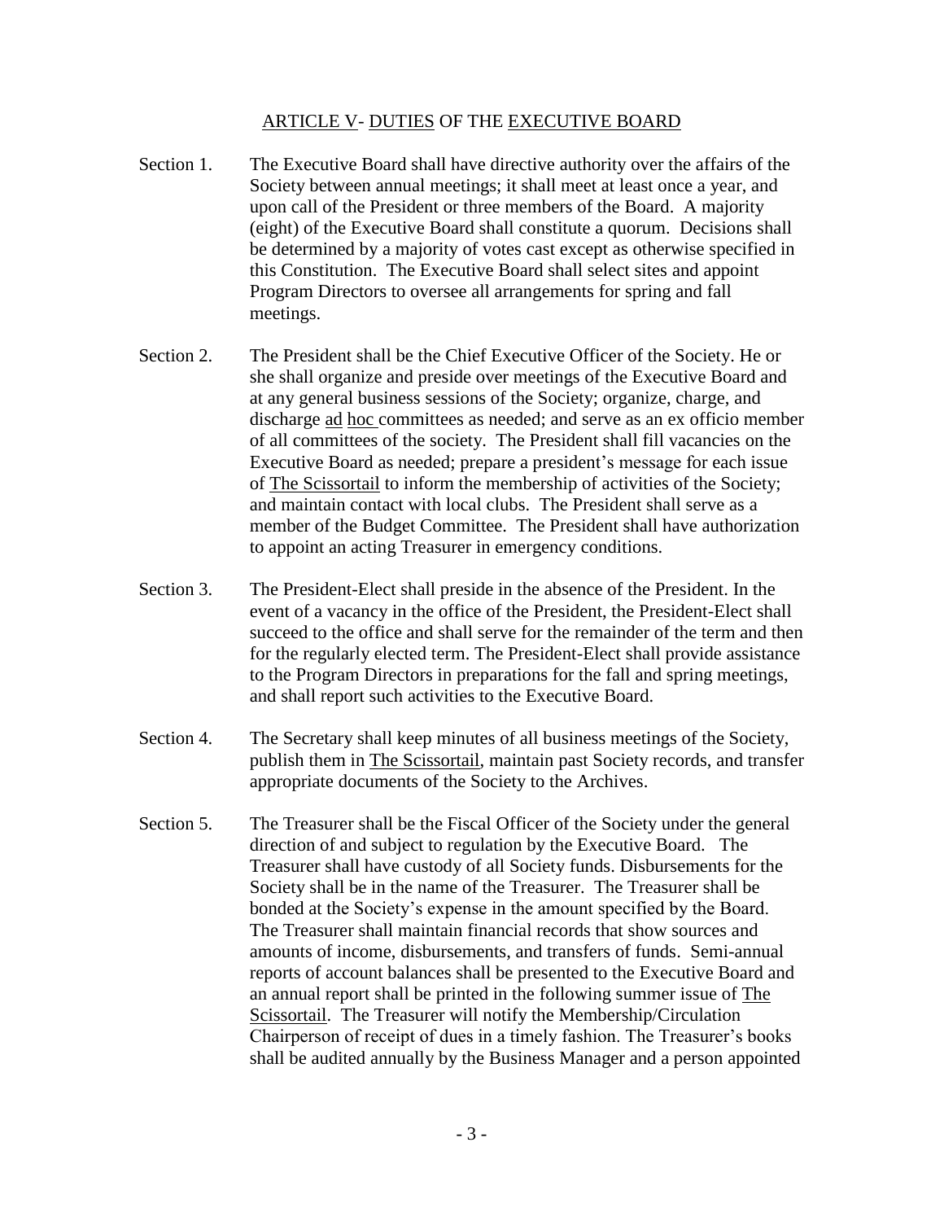## ARTICLE V- DUTIES OF THE EXECUTIVE BOARD

Section 1. The Executive Board shall have directive authority over the affairs of the Society between annual meetings; it shall meet at least once a year, and upon call of the President or three members of the Board. A majority (eight) of the Executive Board shall constitute a quorum. Decisions shall be determined by a majority of votes cast except as otherwise specified in this Constitution. The Executive Board shall select sites and appoint Program Directors to oversee all arrangements for spring and fall meetings.

Section 2. The President shall be the Chief Executive Officer of the Society. He or she shall organize and preside over meetings of the Executive Board and at any general business sessions of the Society; organize, charge, and discharge ad hoc committees as needed; and serve as an ex officio member of all committees of the society. The President shall fill vacancies on the Executive Board as needed; prepare a president's message for each issue of The Scissortail to inform the membership of activities of the Society; and maintain contact with local clubs. The President shall serve as a member of the Budget Committee. The President shall have authorization to appoint an acting Treasurer in emergency conditions.

Section 3. The President-Elect shall preside in the absence of the President. In the event of a vacancy in the office of the President, the President-Elect shall succeed to the office and shall serve for the remainder of the term and then for the regularly elected term. The President-Elect shall provide assistance to the Program Directors in preparations for the fall and spring meetings, and shall report such activities to the Executive Board.

Section 4. The Secretary shall keep minutes of all business meetings of the Society, publish them in The Scissortail, maintain past Society records, and transfer appropriate documents of the Society to the Archives.

Section 5. The Treasurer shall be the Fiscal Officer of the Society under the general direction of and subject to regulation by the Executive Board. The Treasurer shall have custody of all Society funds. Disbursements for the Society shall be in the name of the Treasurer. The Treasurer shall be bonded at the Society's expense in the amount specified by the Board. The Treasurer shall maintain financial records that show sources and amounts of income, disbursements, and transfers of funds. Semi-annual reports of account balances shall be presented to the Executive Board and an annual report shall be printed in the following summer issue of The Scissortail. The Treasurer will notify the Membership/Circulation Chairperson of receipt of dues in a timely fashion. The Treasurer's books shall be audited annually by the Business Manager and a person appointed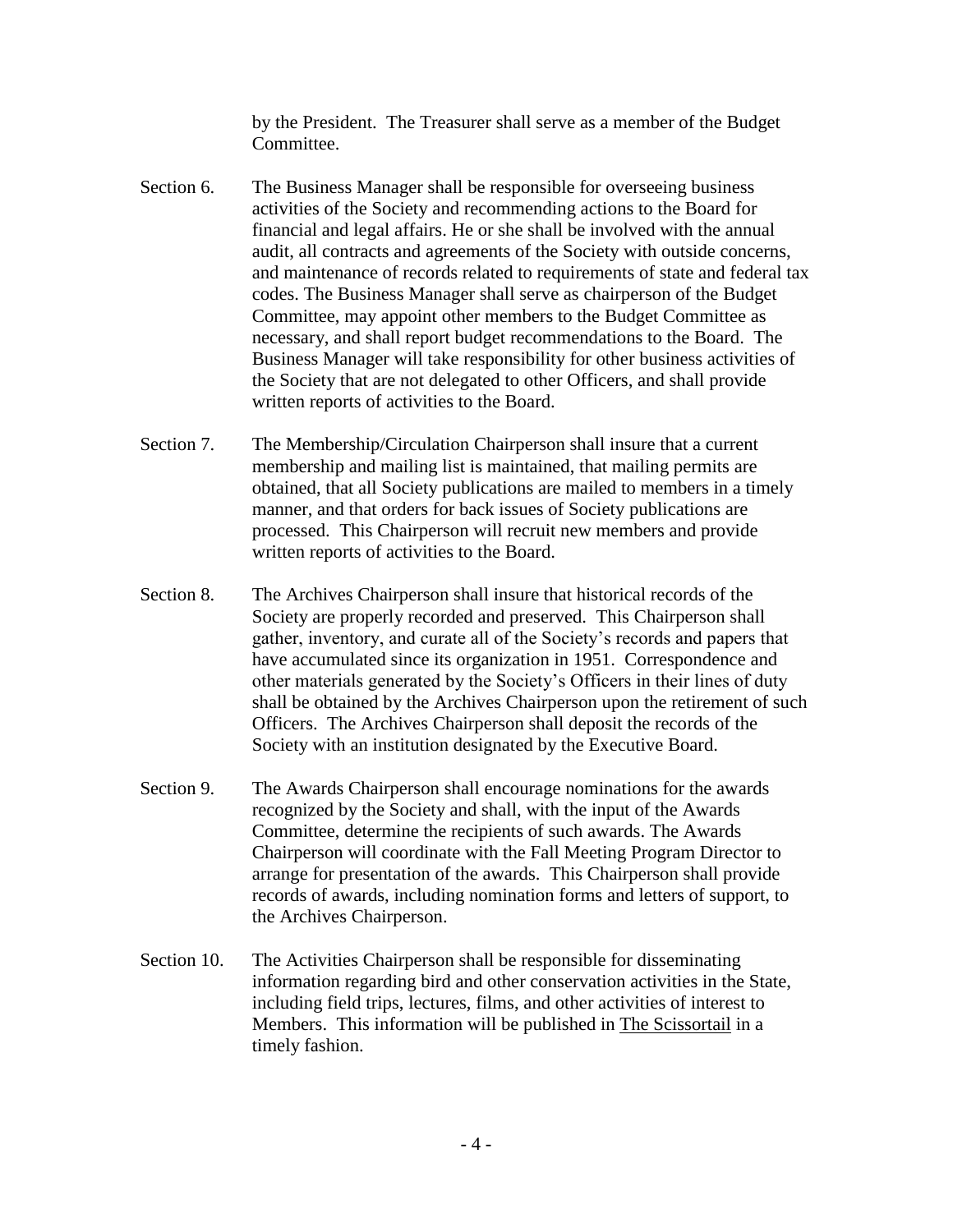by the President. The Treasurer shall serve as a member of the Budget Committee.

Section 6. The Business Manager shall be responsible for overseeing business activities of the Society and recommending actions to the Board for financial and legal affairs. He or she shall be involved with the annual audit, all contracts and agreements of the Society with outside concerns, and maintenance of records related to requirements of state and federal tax codes. The Business Manager shall serve as chairperson of the Budget Committee, may appoint other members to the Budget Committee as necessary, and shall report budget recommendations to the Board. The Business Manager will take responsibility for other business activities of the Society that are not delegated to other Officers, and shall provide written reports of activities to the Board.

Section 7. The Membership/Circulation Chairperson shall insure that a current membership and mailing list is maintained, that mailing permits are obtained, that all Society publications are mailed to members in a timely manner, and that orders for back issues of Society publications are processed. This Chairperson will recruit new members and provide written reports of activities to the Board.

Section 8. The Archives Chairperson shall insure that historical records of the Society are properly recorded and preserved. This Chairperson shall gather, inventory, and curate all of the Society's records and papers that have accumulated since its organization in 1951. Correspondence and other materials generated by the Society's Officers in their lines of duty shall be obtained by the Archives Chairperson upon the retirement of such Officers. The Archives Chairperson shall deposit the records of the Society with an institution designated by the Executive Board.

Section 9. The Awards Chairperson shall encourage nominations for the awards recognized by the Society and shall, with the input of the Awards Committee, determine the recipients of such awards. The Awards Chairperson will coordinate with the Fall Meeting Program Director to arrange for presentation of the awards. This Chairperson shall provide records of awards, including nomination forms and letters of support, to the Archives Chairperson.

Section 10. The Activities Chairperson shall be responsible for disseminating information regarding bird and other conservation activities in the State, including field trips, lectures, films, and other activities of interest to Members. This information will be published in The Scissortail in a timely fashion.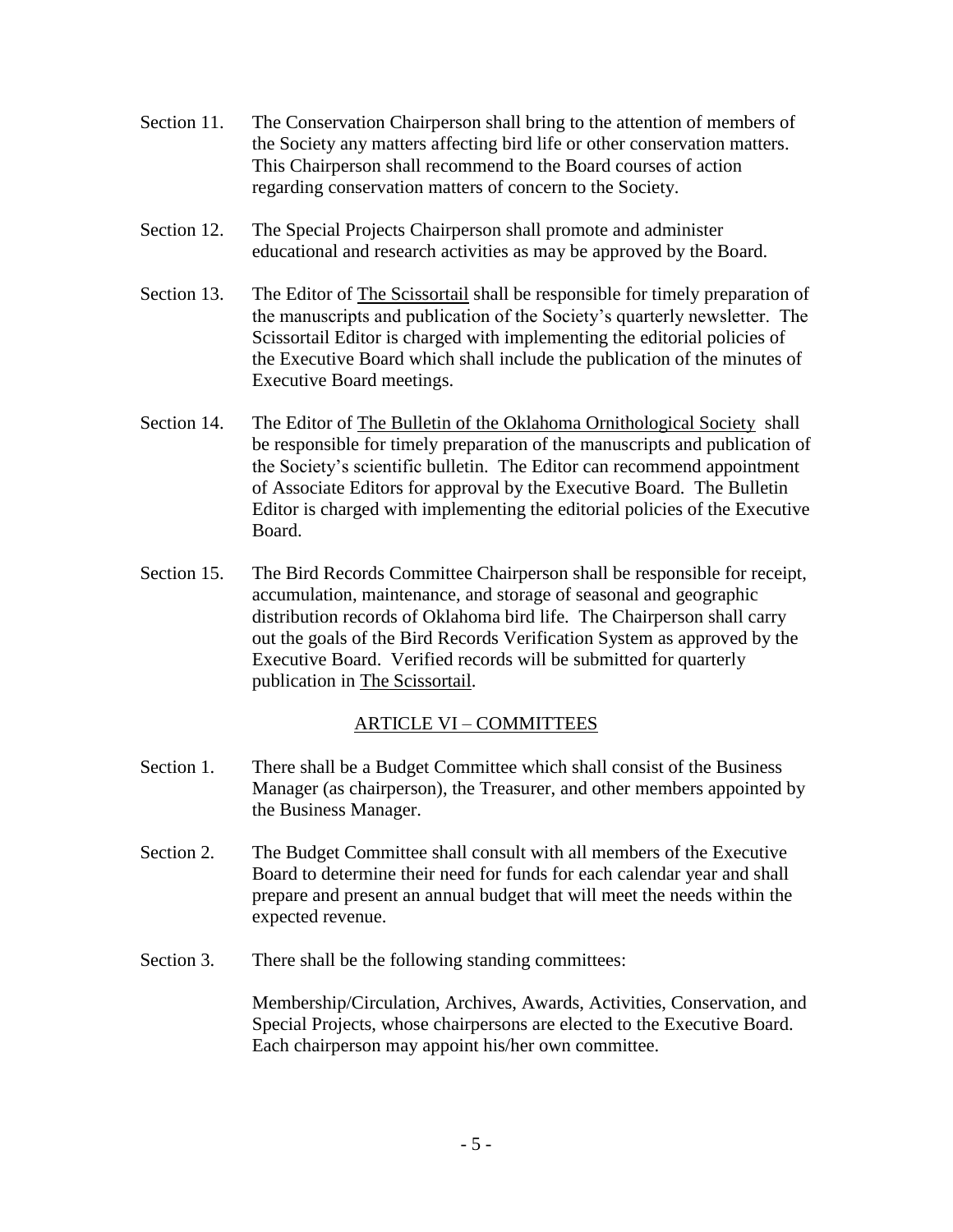Section 11. The Conservation Chairperson shall bring to the attention of members of the Society any matters affecting bird life or other conservation matters. This Chairperson shall recommend to the Board courses of action regarding conservation matters of concern to the Society.

Section 12. The Special Projects Chairperson shall promote and administer educational and research activities as may be approved by the Board.

Section 13. The Editor of The Scissortail shall be responsible for timely preparation of the manuscripts and publication of the Society's quarterly newsletter. The Scissortail Editor is charged with implementing the editorial policies of the Executive Board which shall include the publication of the minutes of Executive Board meetings.

Section 14. The Editor of The Bulletin of the Oklahoma Ornithological Society shall be responsible for timely preparation of the manuscripts and publication of the Society's scientific bulletin. The Editor can recommend appointment of Associate Editors for approval by the Executive Board. The Bulletin Editor is charged with implementing the editorial policies of the Executive Board.

Section 15. The Bird Records Committee Chairperson shall be responsible for receipt, accumulation, maintenance, and storage of seasonal and geographic distribution records of Oklahoma bird life. The Chairperson shall carry out the goals of the Bird Records Verification System as approved by the Executive Board. Verified records will be submitted for quarterly publication in The Scissortail.

## ARTICLE VI – COMMITTEES

Section 1. There shall be a Budget Committee which shall consist of the Business Manager (as chairperson), the Treasurer, and other members appointed by the Business Manager.

Section 2. The Budget Committee shall consult with all members of the Executive Board to determine their need for funds for each calendar year and shall prepare and present an annual budget that will meet the needs within the expected revenue.

Section 3. There shall be the following standing committees:

Membership/Circulation, Archives, Awards, Activities, Conservation, and Special Projects, whose chairpersons are elected to the Executive Board. Each chairperson may appoint his/her own committee.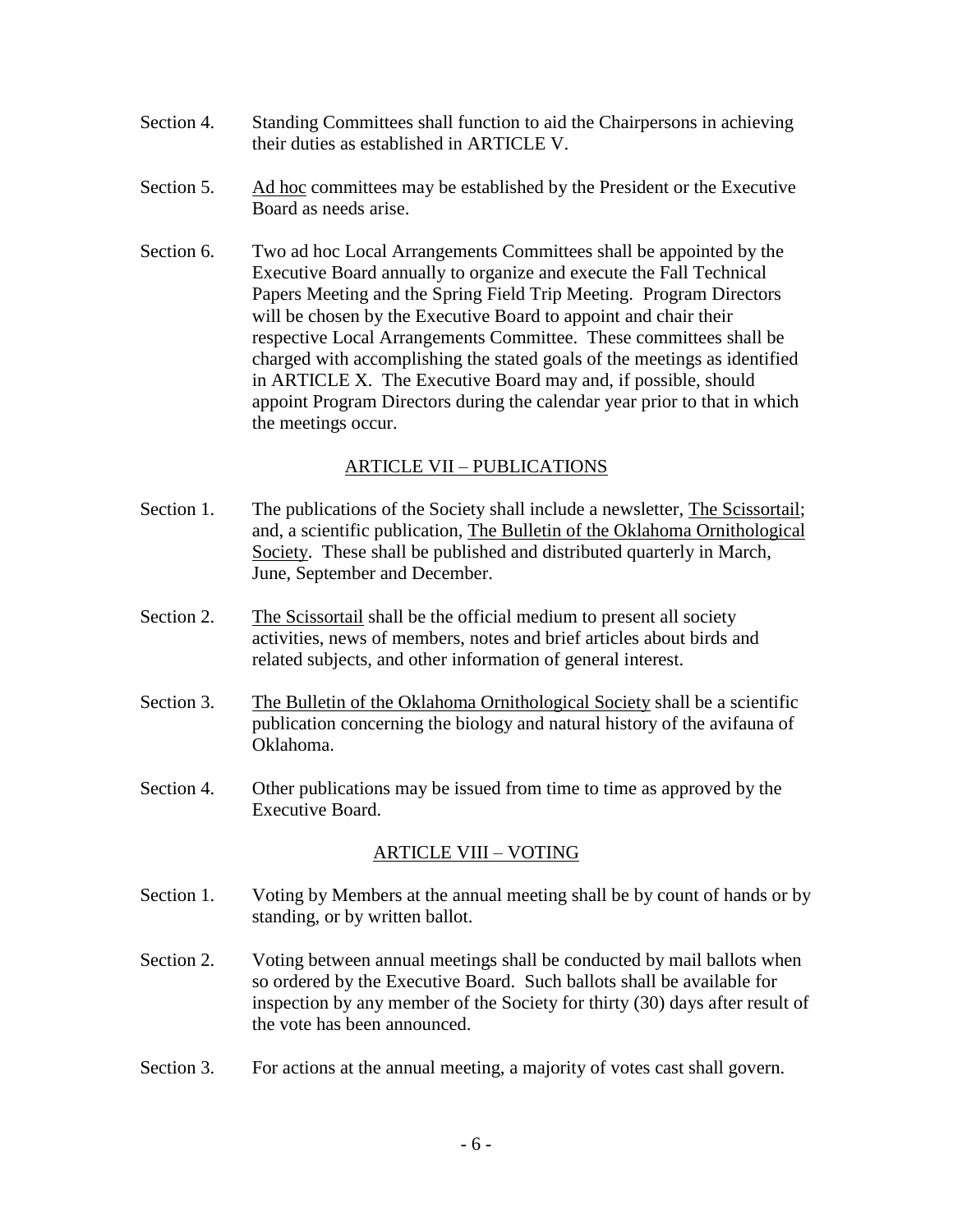Section 4. Standing Committees shall function to aid the Chairpersons in achieving their duties as established in ARTICLE V.

Section 5. Ad hoc committees may be established by the President or the Executive Board as needs arise.

Section 6. Two ad hoc Local Arrangements Committees shall be appointed by the Executive Board annually to organize and execute the Fall Technical Papers Meeting and the Spring Field Trip Meeting. Program Directors will be chosen by the Executive Board to appoint and chair their respective Local Arrangements Committee. These committees shall be charged with accomplishing the stated goals of the meetings as identified in ARTICLE X. The Executive Board may and, if possible, should appoint Program Directors during the calendar year prior to that in which the meetings occur.

## ARTICLE VII – PUBLICATIONS

Section 1. The publications of the Society shall include a newsletter, The Scissortail; and, a scientific publication, The Bulletin of the Oklahoma Ornithological Society. These shall be published and distributed quarterly in March, June, September and December.

Section 2. The Scissortail shall be the official medium to present all society activities, news of members, notes and brief articles about birds and related subjects, and other information of general interest.

Section 3. The Bulletin of the Oklahoma Ornithological Society shall be a scientific publication concerning the biology and natural history of the avifauna of Oklahoma.

Section 4. Other publications may be issued from time to time as approved by the Executive Board.

## ARTICLE VIII – VOTING

Section 1. Voting by Members at the annual meeting shall be by count of hands or by standing, or by written ballot.

Section 2. Voting between annual meetings shall be conducted by mail ballots when so ordered by the Executive Board. Such ballots shall be available for inspection by any member of the Society for thirty (30) days after result of the vote has been announced.

Section 3. For actions at the annual meeting, a majority of votes cast shall govern.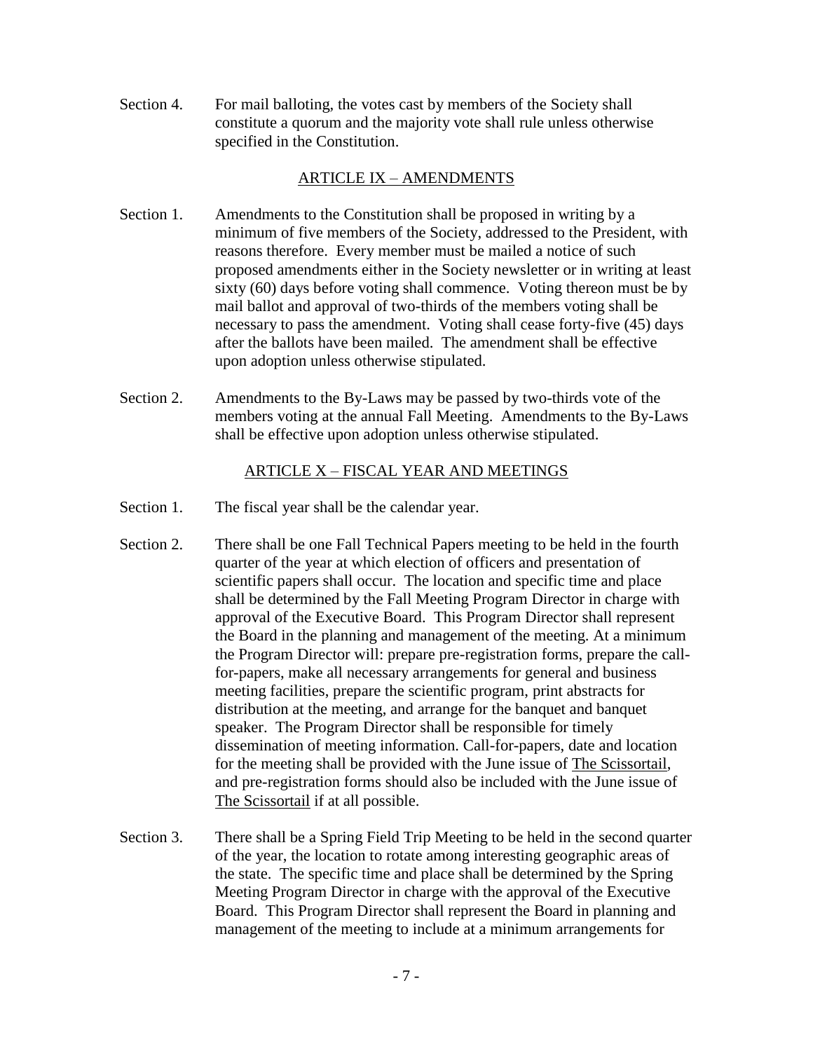Section 4. For mail balloting, the votes cast by members of the Society shall constitute a quorum and the majority vote shall rule unless otherwise specified in the Constitution.

## ARTICLE IX – AMENDMENTS

Section 1. Amendments to the Constitution shall be proposed in writing by a minimum of five members of the Society, addressed to the President, with reasons therefore. Every member must be mailed a notice of such proposed amendments either in the Society newsletter or in writing at least sixty (60) days before voting shall commence. Voting thereon must be by mail ballot and approval of two-thirds of the members voting shall be necessary to pass the amendment. Voting shall cease forty-five (45) days after the ballots have been mailed. The amendment shall be effective upon adoption unless otherwise stipulated.

Section 2. Amendments to the By-Laws may be passed by two-thirds vote of the members voting at the annual Fall Meeting. Amendments to the By-Laws shall be effective upon adoption unless otherwise stipulated.

## ARTICLE X – FISCAL YEAR AND MEETINGS

Section 1. The fiscal year shall be the calendar year.

Section 2. There shall be one Fall Technical Papers meeting to be held in the fourth quarter of the year at which election of officers and presentation of scientific papers shall occur. The location and specific time and place shall be determined by the Fall Meeting Program Director in charge with approval of the Executive Board. This Program Director shall represent the Board in the planning and management of the meeting. At a minimum the Program Director will: prepare pre-registration forms, prepare the call-for-papers, make all necessary arrangements for general and business meeting facilities, prepare the scientific program, print abstracts for distribution at the meeting, and arrange for the banquet and banquet speaker. The Program Director shall be responsible for timely dissemination of meeting information. Call-for-papers, date and location for the meeting shall be provided with the June issue of The Scissortail, and pre-registration forms should also be included with the June issue of The Scissortail if at all possible.

Section 3. There shall be a Spring Field Trip Meeting to be held in the second quarter of the year, the location to rotate among interesting geographic areas of the state. The specific time and place shall be determined by the Spring Meeting Program Director in charge with the approval of the Executive Board. This Program Director shall represent the Board in planning and management of the meeting to include at a minimum arrangements for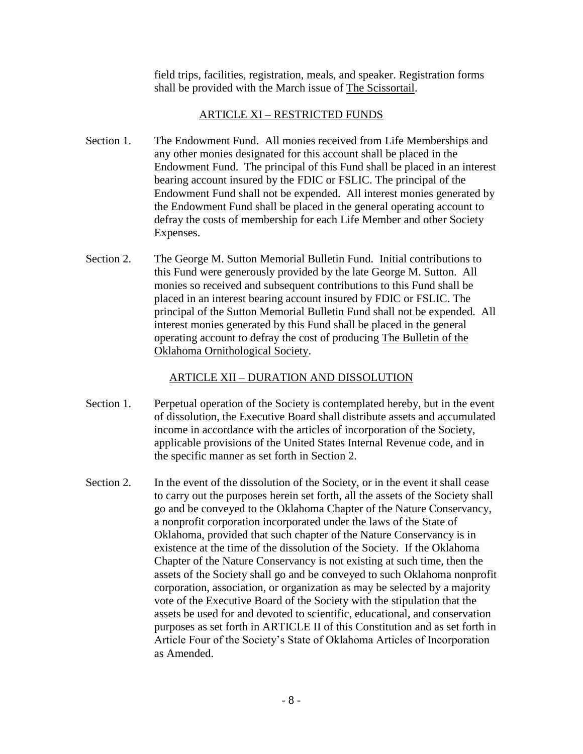field trips, facilities, registration, meals, and speaker. Registration forms shall be provided with the March issue of The Scissortail.

## ARTICLE XI – RESTRICTED FUNDS

Section 1. The Endowment Fund. All monies received from Life Memberships and any other monies designated for this account shall be placed in the Endowment Fund. The principal of this Fund shall be placed in an interest bearing account insured by the FDIC or FSLIC. The principal of the Endowment Fund shall not be expended. All interest monies generated by the Endowment Fund shall be placed in the general operating account to defray the costs of membership for each Life Member and other Society Expenses.

Section 2. The George M. Sutton Memorial Bulletin Fund. Initial contributions to this Fund were generously provided by the late George M. Sutton. All monies so received and subsequent contributions to this Fund shall be placed in an interest bearing account insured by FDIC or FSLIC. The principal of the Sutton Memorial Bulletin Fund shall not be expended. All interest monies generated by this Fund shall be placed in the general operating account to defray the cost of producing The Bulletin of the Oklahoma Ornithological Society.

## ARTICLE XII – DURATION AND DISSOLUTION

Section 1. Perpetual operation of the Society is contemplated hereby, but in the event of dissolution, the Executive Board shall distribute assets and accumulated income in accordance with the articles of incorporation of the Society, applicable provisions of the United States Internal Revenue code, and in the specific manner as set forth in Section 2.

Section 2. In the event of the dissolution of the Society, or in the event it shall cease to carry out the purposes herein set forth, all the assets of the Society shall go and be conveyed to the Oklahoma Chapter of the Nature Conservancy, a nonprofit corporation incorporated under the laws of the State of Oklahoma, provided that such chapter of the Nature Conservancy is in existence at the time of the dissolution of the Society. If the Oklahoma Chapter of the Nature Conservancy is not existing at such time, then the assets of the Society shall go and be conveyed to such Oklahoma nonprofit corporation, association, or organization as may be selected by a majority vote of the Executive Board of the Society with the stipulation that the assets be used for and devoted to scientific, educational, and conservation purposes as set forth in ARTICLE II of this Constitution and as set forth in Article Four of the Society's State of Oklahoma Articles of Incorporation as Amended.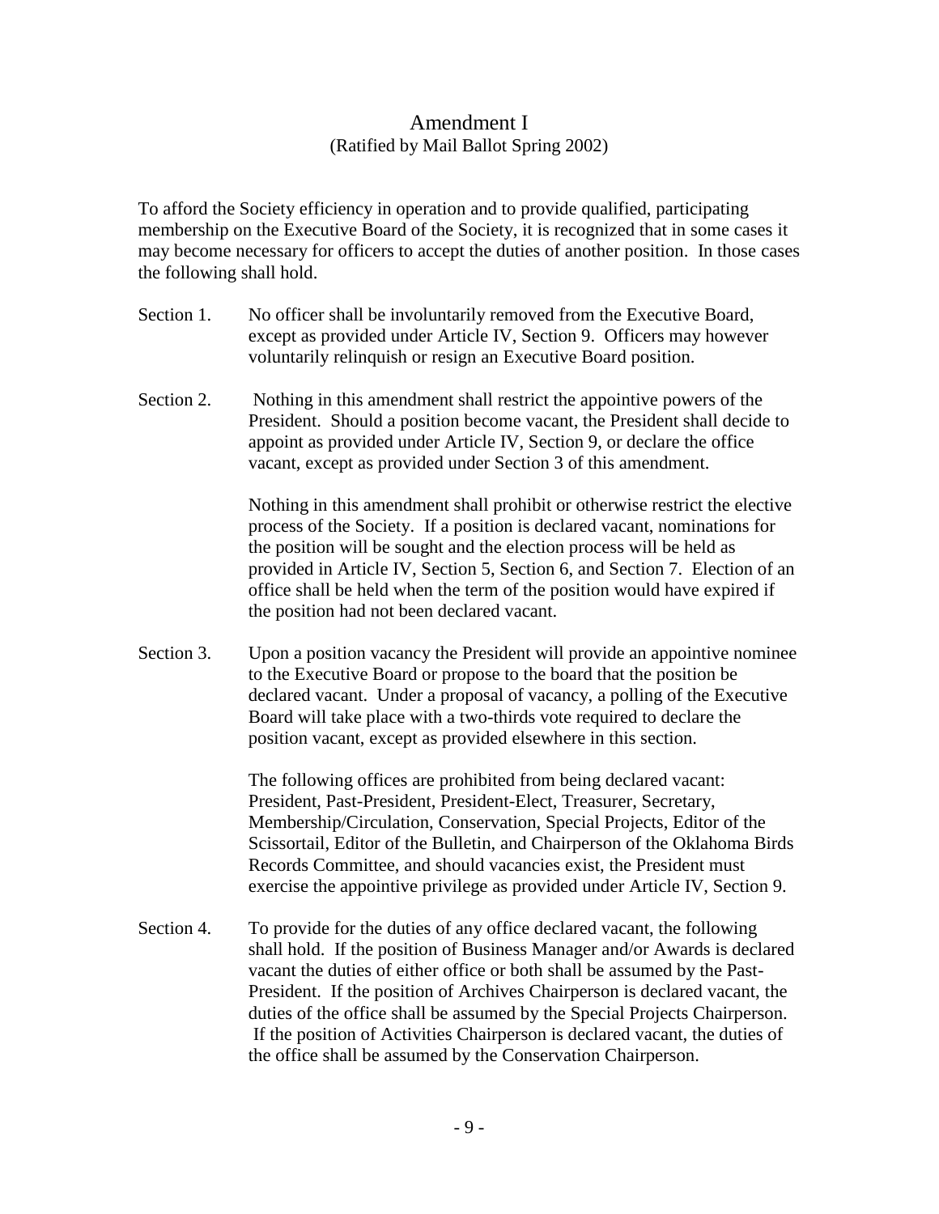## Amendment I

(Ratified by Mail Ballot Spring 2002)

To afford the Society efficiency in operation and to provide qualified, participating membership on the Executive Board of the Society, it is recognized that in some cases it may become necessary for officers to accept the duties of another position. In those cases the following shall hold.

Section 1. No officer shall be involuntarily removed from the Executive Board, except as provided under Article IV, Section 9. Officers may however voluntarily relinquish or resign an Executive Board position.

Section 2. Nothing in this amendment shall restrict the appointive powers of the President. Should a position become vacant, the President shall decide to appoint as provided under Article IV, Section 9, or declare the office vacant, except as provided under Section 3 of this amendment.

Nothing in this amendment shall prohibit or otherwise restrict the elective process of the Society. If a position is declared vacant, nominations for the position will be sought and the election process will be held as provided in Article IV, Section 5, Section 6, and Section 7. Election of an office shall be held when the term of the position would have expired if the position had not been declared vacant.

Section 3. Upon a position vacancy the President will provide an appointive nominee to the Executive Board or propose to the board that the position be declared vacant. Under a proposal of vacancy, a polling of the Executive Board will take place with a two-thirds vote required to declare the position vacant, except as provided elsewhere in this section.

The following offices are prohibited from being declared vacant: President, Past-President, President-Elect, Treasurer, Secretary, Membership/Circulation, Conservation, Special Projects, Editor of the Scissortail, Editor of the Bulletin, and Chairperson of the Oklahoma Birds Records Committee, and should vacancies exist, the President must exercise the appointive privilege as provided under Article IV, Section 9.

Section 4. To provide for the duties of any office declared vacant, the following shall hold. If the position of Business Manager and/or Awards is declared vacant the duties of either office or both shall be assumed by the Past-President. If the position of Archives Chairperson is declared vacant, the duties of the office shall be assumed by the Special Projects Chairperson. If the position of Activities Chairperson is declared vacant, the duties of the office shall be assumed by the Conservation Chairperson.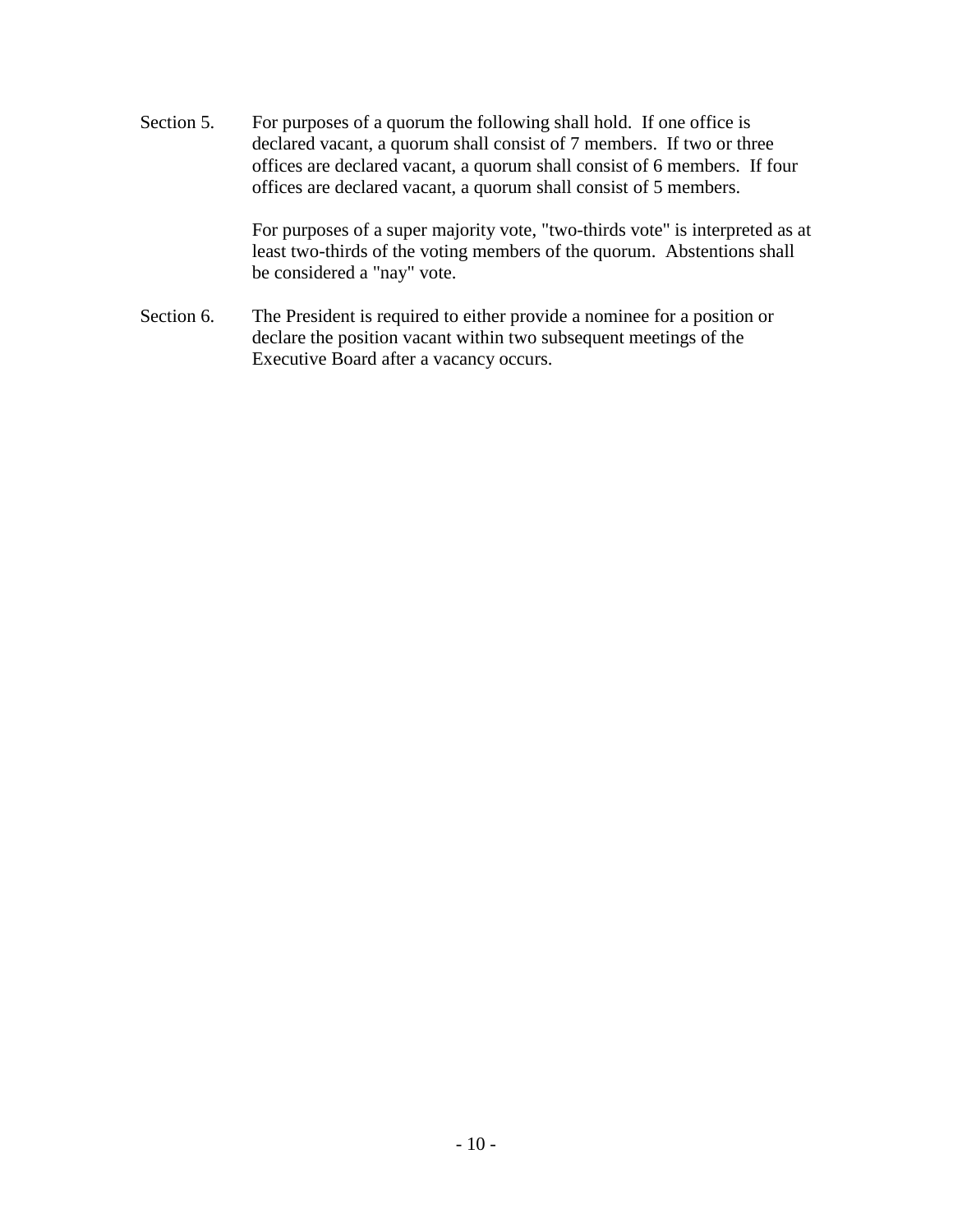Section 5. For purposes of a quorum the following shall hold. If one office is declared vacant, a quorum shall consist of 7 members. If two or three offices are declared vacant, a quorum shall consist of 6 members. If four offices are declared vacant, a quorum shall consist of 5 members.

For purposes of a super majority vote, "two-thirds vote" is interpreted as at least two-thirds of the voting members of the quorum. Abstentions shall be considered a "nay" vote.

Section 6. The President is required to either provide a nominee for a position or declare the position vacant within two subsequent meetings of the Executive Board after a vacancy occurs.